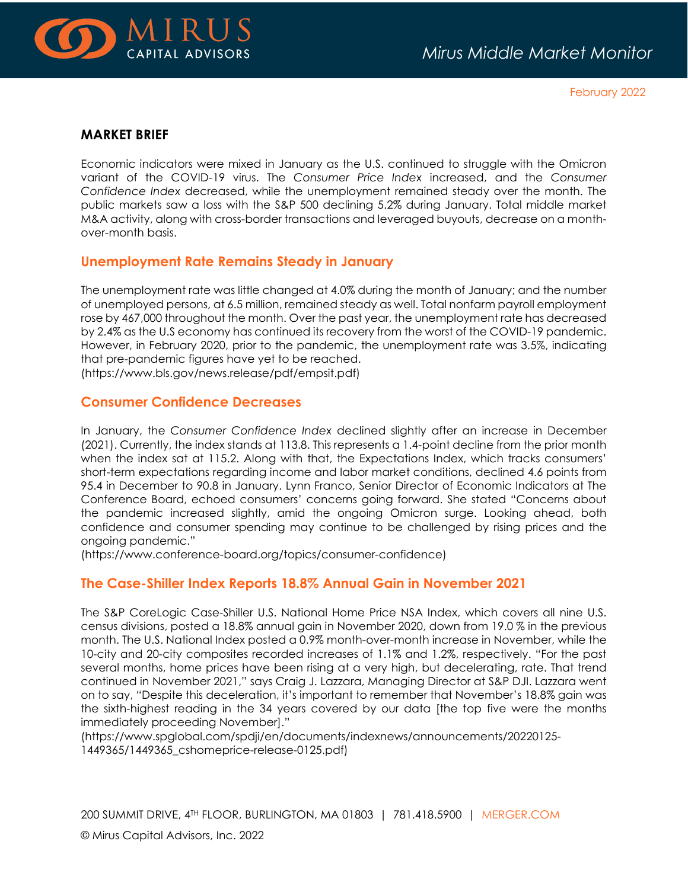# Mirus Middle Market Monitor

February 2022

## MARKET BRIEF

Economic indicators were mixed in January as the U.S. continued to struggle with the Omicron variant of the COVID-19 virus. The *Consumer Price Index* increased, and the *Consumer Confidence Index* decreased, while the unemployment remained steady over the month. The public markets saw a loss with the S&P 500 declining 5.2% during January. Total middle market M&A activity, along with cross-border transactions and leveraged buyouts, decrease on a month-over-month basis.

### Unemployment Rate Remains Steady in January

The unemployment rate was little changed at 4.0% during the month of January; and the number of unemployed persons, at 6.5 million, remained steady as well. Total nonfarm payroll employment rose by 467,000 throughout the month. Over the past year, the unemployment rate has decreased by 2.4% as the U.S economy has continued its recovery from the worst of the COVID-19 pandemic. However, in February 2020, prior to the pandemic, the unemployment rate was 3.5%, indicating that pre-pandemic figures have yet to be reached.
(https://www.bls.gov/news.release/pdf/empsit.pdf)

### Consumer Confidence Decreases

In January, the *Consumer Confidence Index* declined slightly after an increase in December (2021). Currently, the index stands at 113.8. This represents a 1.4-point decline from the prior month when the index sat at 115.2. Along with that, the Expectations Index, which tracks consumers' short-term expectations regarding income and labor market conditions, declined 4.6 points from 95.4 in December to 90.8 in January. Lynn Franco, Senior Director of Economic Indicators at The Conference Board, echoed consumers' concerns going forward. She stated "Concerns about the pandemic increased slightly, amid the ongoing Omicron surge. Looking ahead, both confidence and consumer spending may continue to be challenged by rising prices and the ongoing pandemic."
(https://www.conference-board.org/topics/consumer-confidence)

### The Case-Shiller Index Reports 18.8% Annual Gain in November 2021

The S&P CoreLogic Case-Shiller U.S. National Home Price NSA Index, which covers all nine U.S. census divisions, posted a 18.8% annual gain in November 2020, down from 19.0 % in the previous month. The U.S. National Index posted a 0.9% month-over-month increase in November, while the 10-city and 20-city composites recorded increases of 1.1% and 1.2%, respectively. "For the past several months, home prices have been rising at a very high, but decelerating, rate. That trend continued in November 2021," says Craig J. Lazzara, Managing Director at S&P DJI. Lazzara went on to say, "Despite this deceleration, it's important to remember that November's 18.8% gain was the sixth-highest reading in the 34 years covered by our data [the top five were the months immediately proceeding November]."
(https://www.spglobal.com/spdji/en/documents/indexnews/announcements/20220125-1449365/1449365_cshomeprice-release-0125.pdf)

200 SUMMIT DRIVE, 4TH FLOOR, BURLINGTON, MA 01803 | 781.418.5900 | MERGER.COM

© Mirus Capital Advisors, Inc. 2022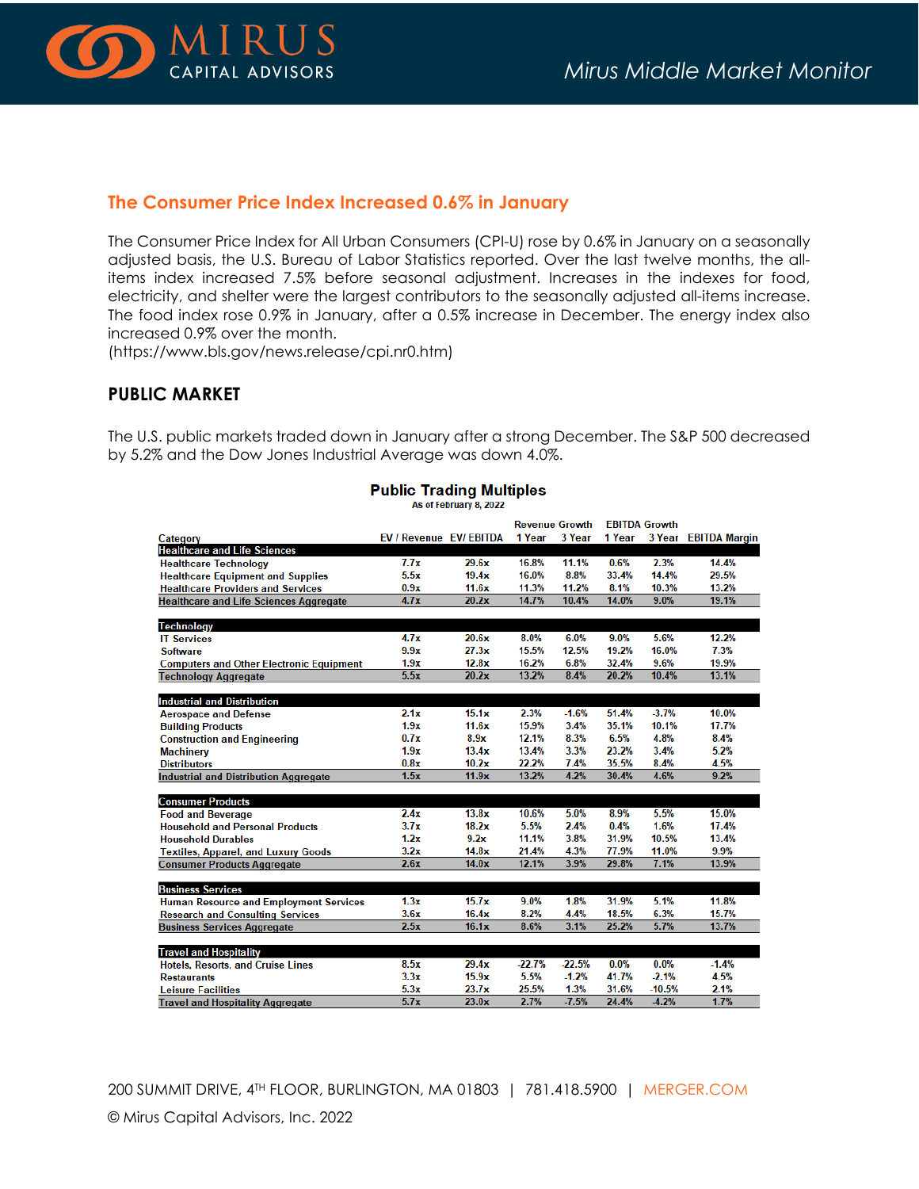## The Consumer Price Index Increased 0.6% in January

The Consumer Price Index for All Urban Consumers (CPI-U) rose by 0.6% in January on a seasonally adjusted basis, the U.S. Bureau of Labor Statistics reported. Over the last twelve months, the all-items index increased 7.5% before seasonal adjustment. Increases in the indexes for food, electricity, and shelter were the largest contributors to the seasonally adjusted all-items increase. The food index rose 0.9% in January, after a 0.5% increase in December. The energy index also increased 0.9% over the month.
(https://www.bls.gov/news.release/cpi.nr0.htm)

## PUBLIC MARKET

The U.S. public markets traded down in January after a strong December. The S&P 500 decreased by 5.2% and the Dow Jones Industrial Average was down 4.0%.

**Public Trading Multiples**
As of February 8, 2022

| Category | EV / Revenue | EV/ EBITDA | Revenue Growth 1 Year | Revenue Growth 3 Year | EBITDA Growth 1 Year | EBITDA Growth 3 Year | EBITDA Margin |
|---|---|---|---|---|---|---|---|
| **Healthcare and Life Sciences** | | | | | | | |
| Healthcare Technology | 7.7x | 29.6x | 16.8% | 11.1% | 0.6% | 2.3% | 14.4% |
| Healthcare Equipment and Supplies | 5.5x | 19.4x | 16.0% | 8.8% | 33.4% | 14.4% | 29.5% |
| Healthcare Providers and Services | 0.9x | 11.6x | 11.3% | 11.2% | 8.1% | 10.3% | 13.2% |
| Healthcare and Life Sciences Aggregate | 4.7x | 20.2x | 14.7% | 10.4% | 14.0% | 9.0% | 19.1% |
| **Technology** | | | | | | | |
| IT Services | 4.7x | 20.6x | 8.0% | 6.0% | 9.0% | 5.6% | 12.2% |
| Software | 9.9x | 27.3x | 15.5% | 12.5% | 19.2% | 16.0% | 7.3% |
| Computers and Other Electronic Equipment | 1.9x | 12.8x | 16.2% | 6.8% | 32.4% | 9.6% | 19.9% |
| Technology Aggregate | 5.5x | 20.2x | 13.2% | 8.4% | 20.2% | 10.4% | 13.1% |
| **Industrial and Distribution** | | | | | | | |
| Aerospace and Defense | 2.1x | 15.1x | 2.3% | -1.6% | 51.4% | -3.7% | 10.0% |
| Building Products | 1.9x | 11.6x | 15.9% | 3.4% | 35.1% | 10.1% | 17.7% |
| Construction and Engineering | 0.7x | 8.9x | 12.1% | 8.3% | 6.5% | 4.8% | 8.4% |
| Machinery | 1.9x | 13.4x | 13.4% | 3.3% | 23.2% | 3.4% | 5.2% |
| Distributors | 0.8x | 10.2x | 22.2% | 7.4% | 35.5% | 8.4% | 4.5% |
| Industrial and Distribution Aggregate | 1.5x | 11.9x | 13.2% | 4.2% | 30.4% | 4.6% | 9.2% |
| **Consumer Products** | | | | | | | |
| Food and Beverage | 2.4x | 13.8x | 10.6% | 5.0% | 8.9% | 5.5% | 15.0% |
| Household and Personal Products | 3.7x | 18.2x | 5.5% | 2.4% | 0.4% | 1.6% | 17.4% |
| Household Durables | 1.2x | 9.2x | 11.1% | 3.8% | 31.9% | 10.5% | 13.4% |
| Textiles, Apparel, and Luxury Goods | 3.2x | 14.8x | 21.4% | 4.3% | 77.9% | 11.0% | 9.9% |
| Consumer Products Aggregate | 2.6x | 14.0x | 12.1% | 3.9% | 29.8% | 7.1% | 13.9% |
| **Business Services** | | | | | | | |
| Human Resource and Employment Services | 1.3x | 15.7x | 9.0% | 1.8% | 31.9% | 5.1% | 11.8% |
| Research and Consulting Services | 3.6x | 16.4x | 8.2% | 4.4% | 18.5% | 6.3% | 15.7% |
| Business Services Aggregate | 2.5x | 16.1x | 8.6% | 3.1% | 25.2% | 5.7% | 13.7% |
| **Travel and Hospitality** | | | | | | | |
| Hotels, Resorts, and Cruise Lines | 8.5x | 29.4x | -22.7% | -22.5% | 0.0% | 0.0% | -1.4% |
| Restaurants | 3.3x | 15.9x | 5.5% | -1.2% | 41.7% | -2.1% | 4.5% |
| Leisure Facilities | 5.3x | 23.7x | 25.5% | 1.3% | 31.6% | -10.5% | 2.1% |
| Travel and Hospitality Aggregate | 5.7x | 23.0x | 2.7% | -7.5% | 24.4% | -4.2% | 1.7% |

200 SUMMIT DRIVE, 4TH FLOOR, BURLINGTON, MA 01803 | 781.418.5900 | MERGER.COM

© Mirus Capital Advisors, Inc. 2022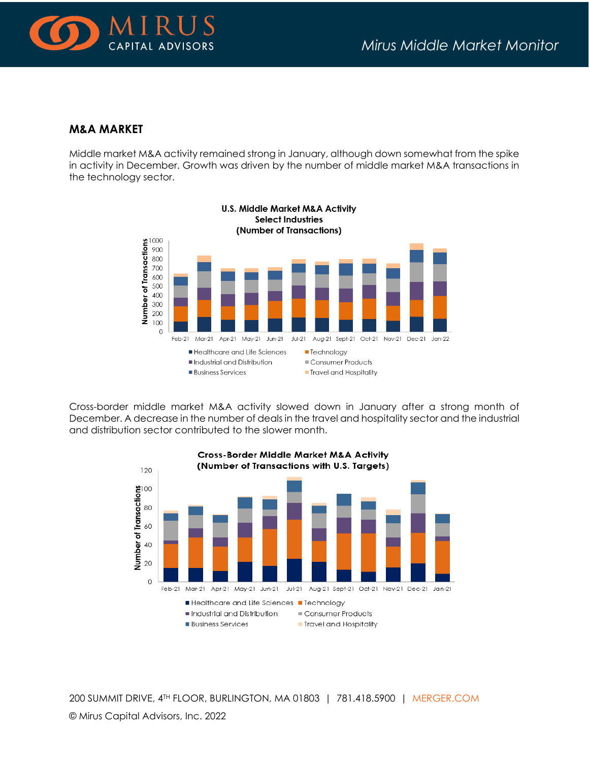## M&A MARKET

Middle market M&A activity remained strong in January, although down somewhat from the spike in activity in December. Growth was driven by the number of middle market M&A transactions in the technology sector.

**U.S. Middle Market M&A Activity**
**Select Industries**
**(Number of Transactions)**

Cross-border middle market M&A activity slowed down in January after a strong month of December. A decrease in the number of deals in the travel and hospitality sector and the industrial and distribution sector contributed to the slower month.

**Cross-Border Middle Market M&A Activity**
**(Number of Transactions with U.S. Targets)**

200 SUMMIT DRIVE, 4TH FLOOR, BURLINGTON, MA 01803 | 781.418.5900 | MERGER.COM

© Mirus Capital Advisors, Inc. 2022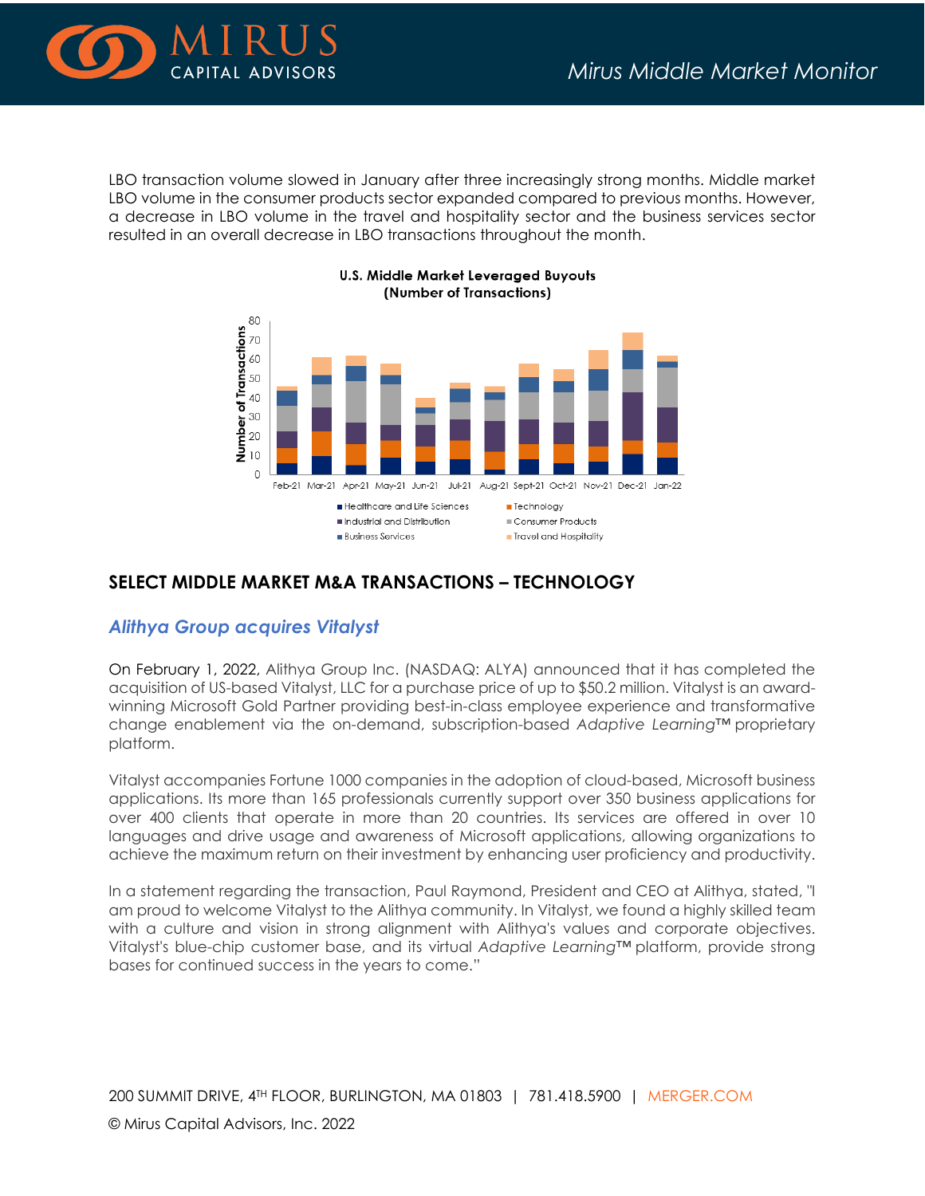LBO transaction volume slowed in January after three increasingly strong months. Middle market LBO volume in the consumer products sector expanded compared to previous months. However, a decrease in LBO volume in the travel and hospitality sector and the business services sector resulted in an overall decrease in LBO transactions throughout the month.

**U.S. Middle Market Leveraged Buyouts (Number of Transactions)**

## SELECT MIDDLE MARKET M&A TRANSACTIONS – TECHNOLOGY

### *Alithya Group acquires Vitalyst*

On February 1, 2022, Alithya Group Inc. (NASDAQ: ALYA) announced that it has completed the acquisition of US-based Vitalyst, LLC for a purchase price of up to $50.2 million. Vitalyst is an award-winning Microsoft Gold Partner providing best-in-class employee experience and transformative change enablement via the on-demand, subscription-based *Adaptive Learning*™ proprietary platform.

Vitalyst accompanies Fortune 1000 companies in the adoption of cloud-based, Microsoft business applications. Its more than 165 professionals currently support over 350 business applications for over 400 clients that operate in more than 20 countries. Its services are offered in over 10 languages and drive usage and awareness of Microsoft applications, allowing organizations to achieve the maximum return on their investment by enhancing user proficiency and productivity.

In a statement regarding the transaction, Paul Raymond, President and CEO at Alithya, stated, "I am proud to welcome Vitalyst to the Alithya community. In Vitalyst, we found a highly skilled team with a culture and vision in strong alignment with Alithya's values and corporate objectives. Vitalyst's blue-chip customer base, and its virtual *Adaptive Learning*™ platform, provide strong bases for continued success in the years to come."

200 SUMMIT DRIVE, 4TH FLOOR, BURLINGTON, MA 01803 | 781.418.5900 | MERGER.COM

© Mirus Capital Advisors, Inc. 2022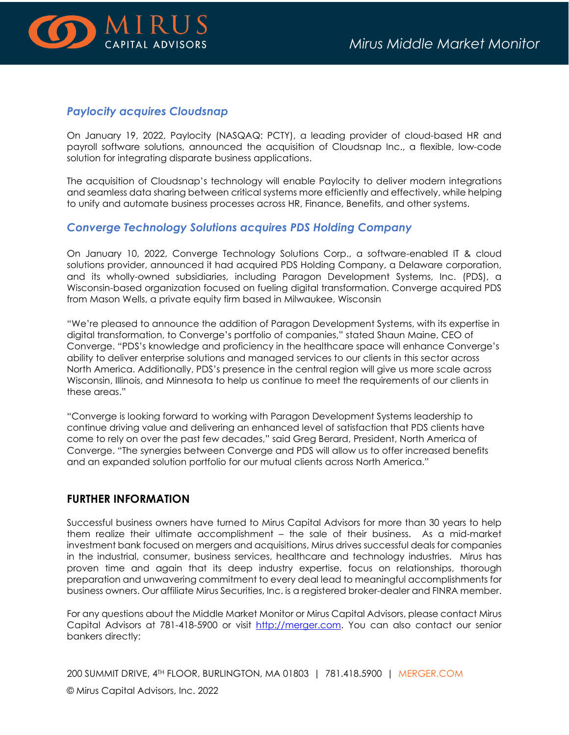### *Paylocity acquires Cloudsnap*

On January 19, 2022, Paylocity (NASQAQ: PCTY), a leading provider of cloud-based HR and payroll software solutions, announced the acquisition of Cloudsnap Inc., a flexible, low-code solution for integrating disparate business applications.

The acquisition of Cloudsnap's technology will enable Paylocity to deliver modern integrations and seamless data sharing between critical systems more efficiently and effectively, while helping to unify and automate business processes across HR, Finance, Benefits, and other systems.

### *Converge Technology Solutions acquires PDS Holding Company*

On January 10, 2022, Converge Technology Solutions Corp., a software-enabled IT & cloud solutions provider, announced it had acquired PDS Holding Company, a Delaware corporation, and its wholly-owned subsidiaries, including Paragon Development Systems, Inc. (PDS), a Wisconsin-based organization focused on fueling digital transformation. Converge acquired PDS from Mason Wells, a private equity firm based in Milwaukee, Wisconsin

"We're pleased to announce the addition of Paragon Development Systems, with its expertise in digital transformation, to Converge's portfolio of companies," stated Shaun Maine, CEO of Converge. "PDS's knowledge and proficiency in the healthcare space will enhance Converge's ability to deliver enterprise solutions and managed services to our clients in this sector across North America. Additionally, PDS's presence in the central region will give us more scale across Wisconsin, Illinois, and Minnesota to help us continue to meet the requirements of our clients in these areas."

"Converge is looking forward to working with Paragon Development Systems leadership to continue driving value and delivering an enhanced level of satisfaction that PDS clients have come to rely on over the past few decades," said Greg Berard, President, North America of Converge. "The synergies between Converge and PDS will allow us to offer increased benefits and an expanded solution portfolio for our mutual clients across North America."

## FURTHER INFORMATION

Successful business owners have turned to Mirus Capital Advisors for more than 30 years to help them realize their ultimate accomplishment – the sale of their business. As a mid-market investment bank focused on mergers and acquisitions, Mirus drives successful deals for companies in the industrial, consumer, business services, healthcare and technology industries. Mirus has proven time and again that its deep industry expertise, focus on relationships, thorough preparation and unwavering commitment to every deal lead to meaningful accomplishments for business owners. Our affiliate Mirus Securities, Inc. is a registered broker-dealer and FINRA member.

For any questions about the Middle Market Monitor or Mirus Capital Advisors, please contact Mirus Capital Advisors at 781-418-5900 or visit [http://merger.com](http://merger.com). You can also contact our senior bankers directly: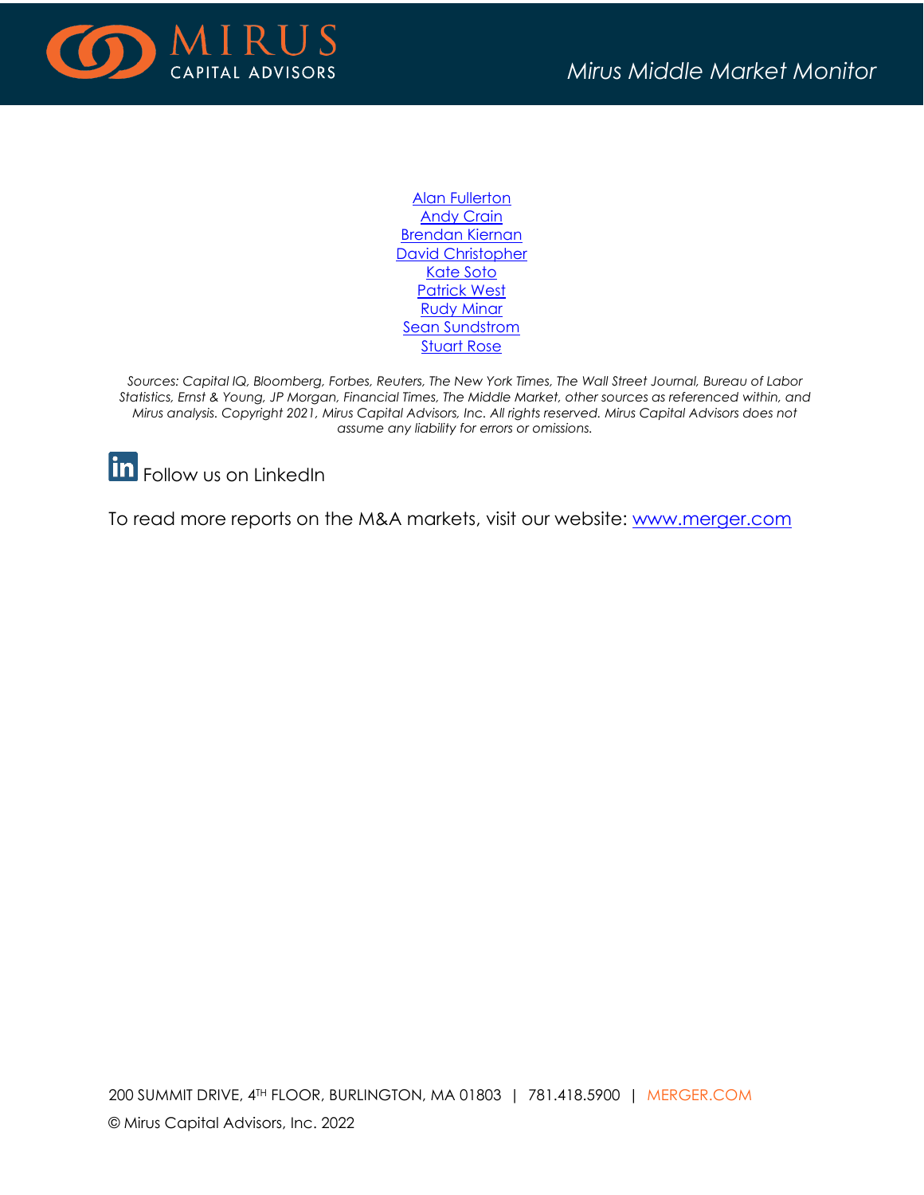[Alan Fullerton](#)
[Andy Crain](#)
[Brendan Kiernan](#)
[David Christopher](#)
[Kate Soto](#)
[Patrick West](#)
[Rudy Minar](#)
[Sean Sundstrom](#)
[Stuart Rose](#)

*Sources: Capital IQ, Bloomberg, Forbes, Reuters, The New York Times, The Wall Street Journal, Bureau of Labor Statistics, Ernst & Young, JP Morgan, Financial Times, The Middle Market, other sources as referenced within, and Mirus analysis. Copyright 2021, Mirus Capital Advisors, Inc. All rights reserved. Mirus Capital Advisors does not assume any liability for errors or omissions.*

Follow us on LinkedIn

To read more reports on the M&A markets, visit our website: [www.merger.com](www.merger.com)

200 SUMMIT DRIVE, 4TH FLOOR, BURLINGTON, MA 01803 | 781.418.5900 | MERGER.COM

© Mirus Capital Advisors, Inc. 2022